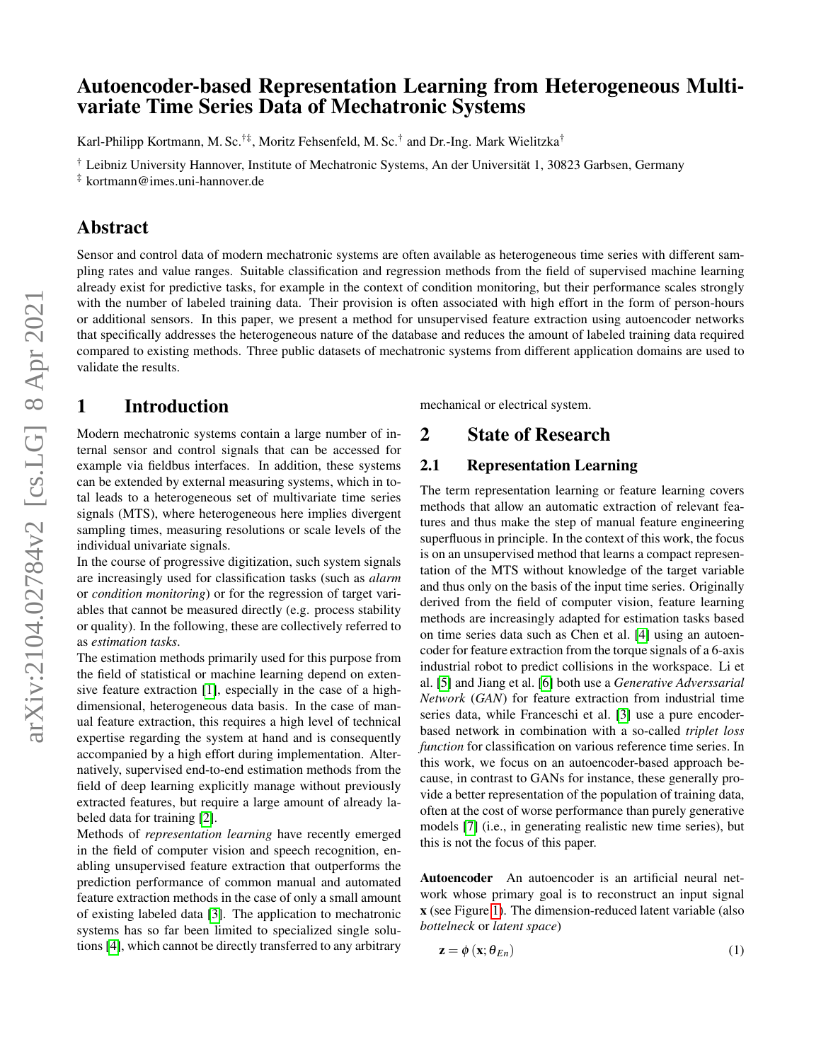# Autoencoder-based Representation Learning from Heterogeneous Multivariate Time Series Data of Mechatronic Systems

Karl-Philipp Kortmann, M. Sc.[†‡], Moritz Fehsenfeld, M. Sc.[†] and Dr.-Ing. Mark Wielitzka[†]

[†] Leibniz University Hannover, Institute of Mechatronic Systems, An der Universität 1, 30823 Garbsen, Germany

[‡] kortmann@imes.uni-hannover.de

## Abstract

Sensor and control data of modern mechatronic systems are often available as heterogeneous time series with different sampling rates and value ranges. Suitable classification and regression methods from the field of supervised machine learning already exist for predictive tasks, for example in the context of condition monitoring, but their performance scales strongly with the number of labeled training data. Their provision is often associated with high effort in the form of person-hours or additional sensors. In this paper, we present a method for unsupervised feature extraction using autoencoder networks that specifically addresses the heterogeneous nature of the database and reduces the amount of labeled training data required compared to existing methods. Three public datasets of mechatronic systems from different application domains are used to validate the results.

## 1 Introduction

Modern mechatronic systems contain a large number of internal sensor and control signals that can be accessed for example via fieldbus interfaces. In addition, these systems can be extended by external measuring systems, which in total leads to a heterogeneous set of multivariate time series signals (MTS), where heterogeneous here implies divergent sampling times, measuring resolutions or scale levels of the individual univariate signals.

In the course of progressive digitization, such system signals are increasingly used for classification tasks (such as *alarm* or *condition monitoring*) or for the regression of target variables that cannot be measured directly (e.g. process stability or quality). In the following, these are collectively referred to as *estimation tasks*.

The estimation methods primarily used for this purpose from the field of statistical or machine learning depend on extensive feature extraction [1], especially in the case of a high-dimensional, heterogeneous data basis. In the case of manual feature extraction, this requires a high level of technical expertise regarding the system at hand and is consequently accompanied by a high effort during implementation. Alternatively, supervised end-to-end estimation methods from the field of deep learning explicitly manage without previously extracted features, but require a large amount of already labeled data for training [2].

Methods of *representation learning* have recently emerged in the field of computer vision and speech recognition, enabling unsupervised feature extraction that outperforms the prediction performance of common manual and automated feature extraction methods in the case of only a small amount of existing labeled data [3]. The application to mechatronic systems has so far been limited to specialized single solutions [4], which cannot be directly transferred to any arbitrary mechanical or electrical system.

## 2 State of Research

### 2.1 Representation Learning

The term representation learning or feature learning covers methods that allow an automatic extraction of relevant features and thus make the step of manual feature engineering superfluous in principle. In the context of this work, the focus is on an unsupervised method that learns a compact representation of the MTS without knowledge of the target variable and thus only on the basis of the input time series. Originally derived from the field of computer vision, feature learning methods are increasingly adapted for estimation tasks based on time series data such as Chen et al. [4] using an autoencoder for feature extraction from the torque signals of a 6-axis industrial robot to predict collisions in the workspace. Li et al. [5] and Jiang et al. [6] both use a *Generative Adverssarial Network* (*GAN*) for feature extraction from industrial time series data, while Franceschi et al. [3] use a pure encoder-based network in combination with a so-called *triplet loss function* for classification on various reference time series. In this work, we focus on an autoencoder-based approach because, in contrast to GANs for instance, these generally provide a better representation of the population of training data, often at the cost of worse performance than purely generative models [7] (i.e., in generating realistic new time series), but this is not the focus of this paper.

**Autoencoder** An autoencoder is an artificial neural network whose primary goal is to reconstruct an input signal $\mathbf{x}$ (see Figure 1). The dimension-reduced latent variable (also *bottelneck* or *latent space*)

$$\mathbf{z} = \phi\left(\mathbf{x}; \theta_{En}\right) \tag{1}$$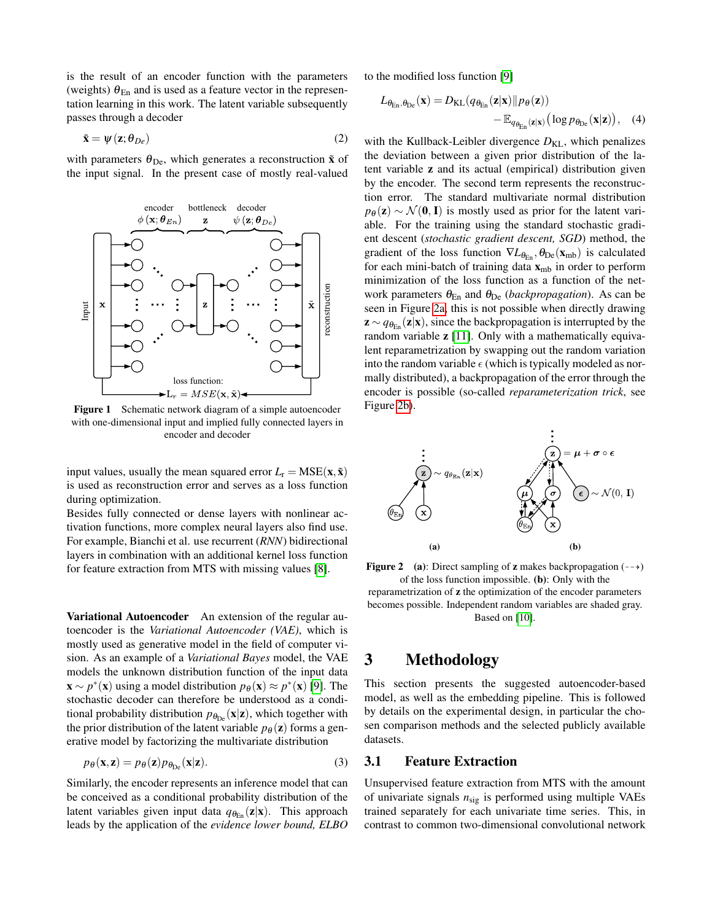is the result of an encoder function with the parameters (weights) $\theta_{\text{En}}$ and is used as a feature vector in the representation learning in this work. The latent variable subsequently passes through a decoder

$$\tilde{\mathbf{x}} = \psi(\mathbf{z}; \theta_{De}) \tag{2}$$

with parameters $\theta_{\text{De}}$, which generates a reconstruction $\tilde{\mathbf{x}}$ of the input signal. In the present case of mostly real-valued input values, usually the mean squared error $L_{\text{r}} = \text{MSE}(\mathbf{x}, \tilde{\mathbf{x}})$ is used as reconstruction error and serves as a loss function during optimization.

**Figure 1** Schematic network diagram of a simple autoencoder with one-dimensional input and implied fully connected layers in encoder and decoder

Besides fully connected or dense layers with nonlinear activation functions, more complex neural layers also find use. For example, Bianchi et al. use recurrent (*RNN*) bidirectional layers in combination with an additional kernel loss function for feature extraction from MTS with missing values [8].

**Variational Autoencoder** An extension of the regular autoencoder is the *Variational Autoencoder (VAE)*, which is mostly used as generative model in the field of computer vision. As an example of a *Variational Bayes* model, the VAE models the unknown distribution function of the input data $\mathbf{x} \sim p^*(\mathbf{x})$ using a model distribution $p_\theta(\mathbf{x}) \approx p^*(\mathbf{x})$ [9]. The stochastic decoder can therefore be understood as a conditional probability distribution $p_{\theta_{\text{De}}}(\mathbf{x}|\mathbf{z})$, which together with the prior distribution of the latent variable $p_\theta(\mathbf{z})$ forms a generative model by factorizing the multivariate distribution

$$p_\theta(\mathbf{x}, \mathbf{z}) = p_\theta(\mathbf{z}) p_{\theta_{\text{De}}}(\mathbf{x}|\mathbf{z}). \tag{3}$$

Similarly, the encoder represents an inference model that can be conceived as a conditional probability distribution of the latent variables given input data $q_{\theta_{\text{En}}}(\mathbf{z}|\mathbf{x})$. This approach leads by the application of the *evidence lower bound, ELBO* to the modified loss function [9]

$$L_{\theta_{\text{En}},\theta_{\text{De}}}(\mathbf{x}) = D_{\text{KL}}(q_{\theta_{\text{En}}}(\mathbf{z}|\mathbf{x}) \| p_\theta(\mathbf{z})) - \mathbb{E}_{q_{\theta_{\text{En}}}(\mathbf{z}|\mathbf{x})}\left(\log p_{\theta_{\text{De}}}(\mathbf{x}|\mathbf{z})\right), \tag{4}$$

with the Kullback-Leibler divergence $D_{\text{KL}}$, which penalizes the deviation between a given prior distribution of the latent variable $\mathbf{z}$ and its actual (empirical) distribution given by the encoder. The second term represents the reconstruction error. The standard multivariate normal distribution $p_\theta(\mathbf{z}) \sim \mathcal{N}(\mathbf{0}, \mathbf{I})$ is mostly used as prior for the latent variable. For the training using the standard stochastic gradient descent (*stochastic gradient descent, SGD*) method, the gradient of the loss function $\nabla L_{\theta_{\text{En}}}, \theta_{\text{De}}(\mathbf{x}_{\text{mb}})$ is calculated for each mini-batch of training data $\mathbf{x}_{\text{mb}}$ in order to perform minimization of the loss function as a function of the network parameters $\theta_{\text{En}}$ and $\theta_{\text{De}}$ (*backpropagation*). As can be seen in Figure 2a, this is not possible when directly drawing $\mathbf{z} \sim q_{\theta_{\text{En}}}(\mathbf{z}|\mathbf{x})$, since the backpropagation is interrupted by the random variable $\mathbf{z}$ [11]. Only with a mathematically equivalent reparametrization by swapping out the random variation into the random variable $\epsilon$ (which is typically modeled as normally distributed), a backpropagation of the error through the encoder is possible (so-called *reparameterization trick*, see Figure 2b).

**Figure 2** **(a)**: Direct sampling of **z** makes backpropagation (⇢) of the loss function impossible. **(b)**: Only with the reparametrization of **z** the optimization of the encoder parameters becomes possible. Independent random variables are shaded gray. Based on [10].

# 3 Methodology

This section presents the suggested autoencoder-based model, as well as the embedding pipeline. This is followed by details on the experimental design, in particular the chosen comparison methods and the selected publicly available datasets.

## 3.1 Feature Extraction

Unsupervised feature extraction from MTS with the amount of univariate signals $n_{\text{sig}}$ is performed using multiple VAEs trained separately for each univariate time series. This, in contrast to common two-dimensional convolutional network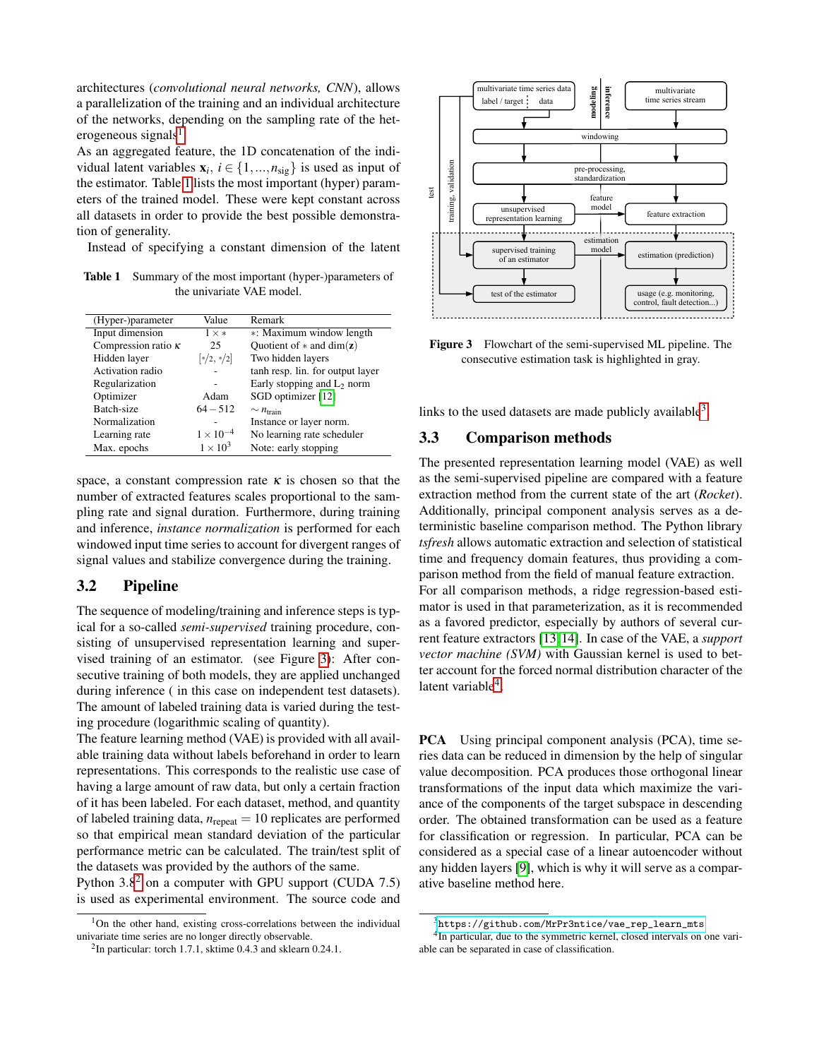architectures (*convolutional neural networks, CNN*), allows a parallelization of the training and an individual architecture of the networks, depending on the sampling rate of the heterogeneous signals[1].

As an aggregated feature, the 1D concatenation of the individual latent variables $\mathbf{x}_i$, $i \in \{1, \ldots, n_{\text{sig}}\}$ is used as input of the estimator. Table 1 lists the most important (hyper) parameters of the trained model. These were kept constant across all datasets in order to provide the best possible demonstration of generality.

Instead of specifying a constant dimension of the latent space, a constant compression rate $\kappa$ is chosen so that the number of extracted features scales proportional to the sampling rate and signal duration. Furthermore, during training and inference, *instance normalization* is performed for each windowed input time series to account for divergent ranges of signal values and stabilize convergence during the training.

**Table 1** Summary of the most important (hyper-)parameters of the univariate VAE model.

| (Hyper-)parameter | Value | Remark |
|---|---|---|
| Input dimension | $1 \times *$ | $*$: Maximum window length |
| Compression ratio $\kappa$ | 25 | Quotient of $*$ and $\dim(\mathbf{z})$ |
| Hidden layer | $[*/2, */2]$ | Two hidden layers |
| Activation radio | - | tanh resp. lin. for output layer |
| Regularization | - | Early stopping and $L_2$ norm |
| Optimizer | Adam | SGD optimizer [12] |
| Batch-size | $64 - 512$ | $\sim n_{\text{train}}$ |
| Normalization | - | Instance or layer norm. |
| Learning rate | $1 \times 10^{-4}$ | No learning rate scheduler |
| Max. epochs | $1 \times 10^{3}$ | Note: early stopping |

## 3.2 Pipeline

The sequence of modeling/training and inference steps is typical for a so-called *semi-supervised* training procedure, consisting of unsupervised representation learning and supervised training of an estimator. (see Figure 3): After consecutive training of both models, they are applied unchanged during inference ( in this case on independent test datasets). The amount of labeled training data is varied during the testing procedure (logarithmic scaling of quantity).

The feature learning method (VAE) is provided with all available training data without labels beforehand in order to learn representations. This corresponds to the realistic use case of having a large amount of raw data, but only a certain fraction of it has been labeled. For each dataset, method, and quantity of labeled training data, $n_{\text{repeat}} = 10$ replicates are performed so that empirical mean standard deviation of the particular performance metric can be calculated. The train/test split of the datasets was provided by the authors of the same.

Python 3.8[2] on a computer with GPU support (CUDA 7.5) is used as experimental environment. The source code and links to the used datasets are made publicly available[3].

multivariate time series data
label / target
data
modeling
inference
multivariate time series stream
windowing
pre-processing, standardization
test
training, validation
unsupervised representation learning
feature model
feature extraction
supervised training of an estimator
estimation model
estimation (prediction)
test of the estimator
usage (e.g. monitoring, control, fault detection...)

**Figure 3** Flowchart of the semi-supervised ML pipeline. The consecutive estimation task is highlighted in gray.

## 3.3 Comparison methods

The presented representation learning model (VAE) as well as the semi-supervised pipeline are compared with a feature extraction method from the current state of the art (*Rocket*). Additionally, principal component analysis serves as a deterministic baseline comparison method. The Python library *tsfresh* allows automatic extraction and selection of statistical time and frequency domain features, thus providing a comparison method from the field of manual feature extraction.

For all comparison methods, a ridge regression-based estimator is used in that parameterization, as it is recommended as a favored predictor, especially by authors of several current feature extractors [13][14]. In case of the VAE, a *support vector machine (SVM)* with Gaussian kernel is used to better account for the forced normal distribution character of the latent variable[4].

**PCA** Using principal component analysis (PCA), time series data can be reduced in dimension by the help of singular value decomposition. PCA produces those orthogonal linear transformations of the input data which maximize the variance of the components of the target subspace in descending order. The obtained transformation can be used as a feature for classification or regression. In particular, PCA can be considered as a special case of a linear autoencoder without any hidden layers [9], which is why it will serve as a comparative baseline method here.

[1] On the other hand, existing cross-correlations between the individual univariate time series are no longer directly observable.

[2] In particular: torch 1.7.1, sktime 0.4.3 and sklearn 0.24.1.

[3] https://github.com/MrPr3ntice/vae_rep_learn_mts

[4] In particular, due to the symmetric kernel, closed intervals on one variable can be separated in case of classification.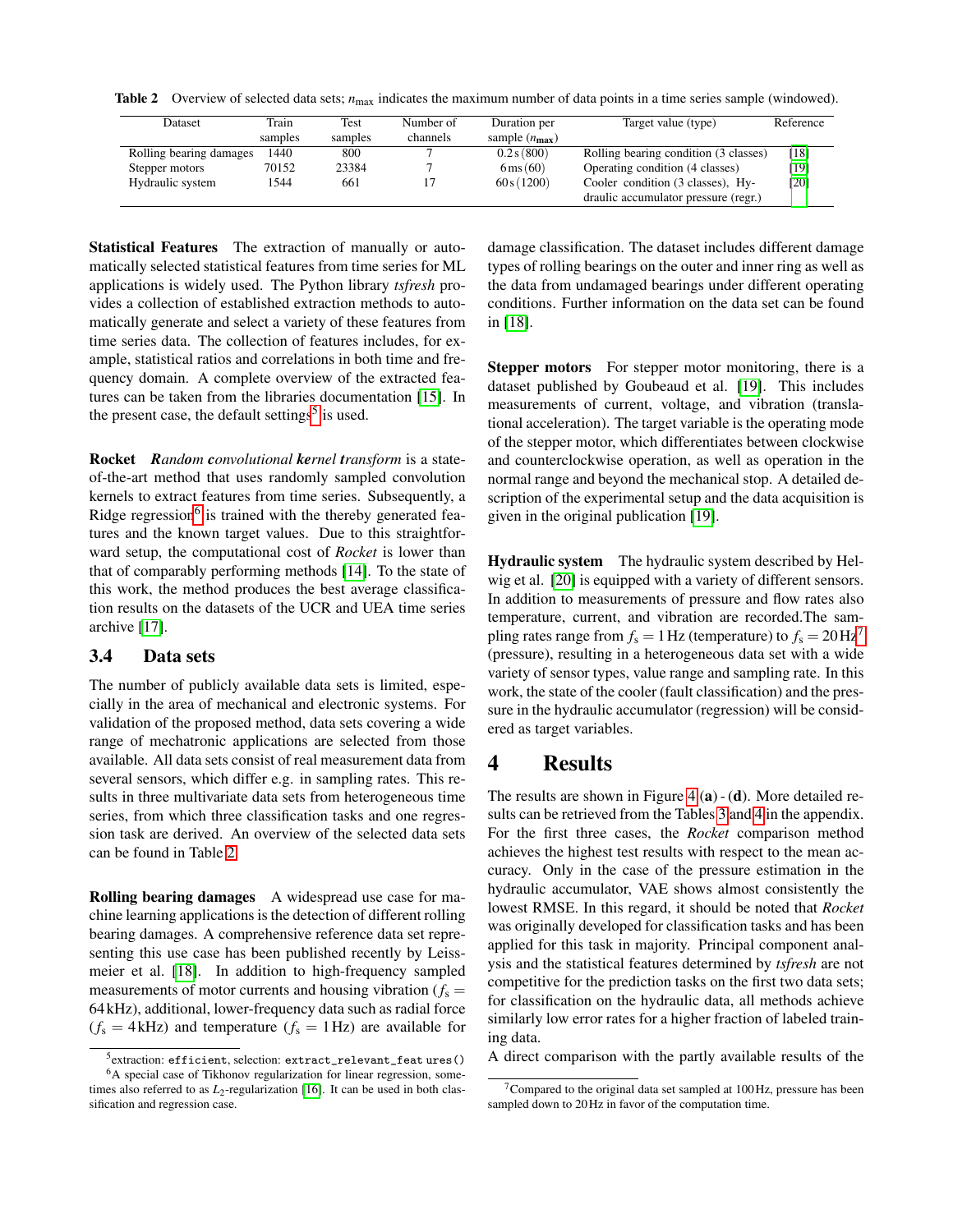Table 2 Overview of selected data sets; $n_{\max}$ indicates the maximum number of data points in a time series sample (windowed).

| Dataset | Train samples | Test samples | Number of channels | Duration per sample ($n_{\max}$) | Target value (type) | Reference |
|---|---|---|---|---|---|---|
| Rolling bearing damages | 1440 | 800 | 7 | 0.2 s (800) | Rolling bearing condition (3 classes) | [18] |
| Stepper motors | 70152 | 23384 | 7 | 6 ms (60) | Operating condition (4 classes) | [19] |
| Hydraulic system | 1544 | 661 | 17 | 60 s (1200) | Cooler condition (3 classes), Hydraulic accumulator pressure (regr.) | [20] |

**Statistical Features** The extraction of manually or automatically selected statistical features from time series for ML applications is widely used. The Python library *tsfresh* provides a collection of established extraction methods to automatically generate and select a variety of these features from time series data. The collection of features includes, for example, statistical ratios and correlations in both time and frequency domain. A complete overview of the extracted features can be taken from the libraries documentation [15]. In the present case, the default settings[5] is used.

**Rocket** ***R****andom* ***c****onvolutional* ***k****ernel* ***t****ransform* is a state-of-the-art method that uses randomly sampled convolution kernels to extract features from time series. Subsequently, a Ridge regression[6] is trained with the thereby generated features and the known target values. Due to this straightforward setup, the computational cost of *Rocket* is lower than that of comparably performing methods [14]. To the state of this work, the method produces the best average classification results on the datasets of the UCR and UEA time series archive [17].

### 3.4 Data sets

The number of publicly available data sets is limited, especially in the area of mechanical and electronic systems. For validation of the proposed method, data sets covering a wide range of mechatronic applications are selected from those available. All data sets consist of real measurement data from several sensors, which differ e.g. in sampling rates. This results in three multivariate data sets from heterogeneous time series, from which three classification tasks and one regression task are derived. An overview of the selected data sets can be found in Table 2.

**Rolling bearing damages** A widespread use case for machine learning applications is the detection of different rolling bearing damages. A comprehensive reference data set representing this use case has been published recently by Leissmeier et al. [18]. In addition to high-frequency sampled measurements of motor currents and housing vibration ($f_s = 64\,\text{kHz}$), additional, lower-frequency data such as radial force ($f_s = 4\,\text{kHz}$) and temperature ($f_s = 1\,\text{Hz}$) are available for damage classification. The dataset includes different damage types of rolling bearings on the outer and inner ring as well as the data from undamaged bearings under different operating conditions. Further information on the data set can be found in [18].

**Stepper motors** For stepper motor monitoring, there is a dataset published by Goubeaud et al. [19]. This includes measurements of current, voltage, and vibration (translational acceleration). The target variable is the operating mode of the stepper motor, which differentiates between clockwise and counterclockwise operation, as well as operation in the normal range and beyond the mechanical stop. A detailed description of the experimental setup and the data acquisition is given in the original publication [19].

**Hydraulic system** The hydraulic system described by Helwig et al. [20] is equipped with a variety of different sensors. In addition to measurements of pressure and flow rates also temperature, current, and vibration are recorded.The sampling rates range from $f_s = 1\,\text{Hz}$ (temperature) to $f_s = 20\,\text{Hz}$[7] (pressure), resulting in a heterogeneous data set with a wide variety of sensor types, value range and sampling rate. In this work, the state of the cooler (fault classification) and the pressure in the hydraulic accumulator (regression) will be considered as target variables.

## 4 Results

The results are shown in Figure 4 (**a**) - (**d**). More detailed results can be retrieved from the Tables 3 and 4 in the appendix. For the first three cases, the *Rocket* comparison method achieves the highest test results with respect to the mean accuracy. Only in the case of the pressure estimation in the hydraulic accumulator, VAE shows almost consistently the lowest RMSE. In this regard, it should be noted that *Rocket* was originally developed for classification tasks and has been applied for this task in majority. Principal component analysis and the statistical features determined by *tsfresh* are not competitive for the prediction tasks on the first two data sets; for classification on the hydraulic data, all methods achieve similarly low error rates for a higher fraction of labeled training data.

A direct comparison with the partly available results of the

[5] extraction: `efficient`, selection: `extract_relevant_features()`

[6] A special case of Tikhonov regularization for linear regression, sometimes also referred to as $L_2$-regularization [16]. It can be used in both classification and regression case.

[7] Compared to the original data set sampled at 100 Hz, pressure has been sampled down to 20 Hz in favor of the computation time.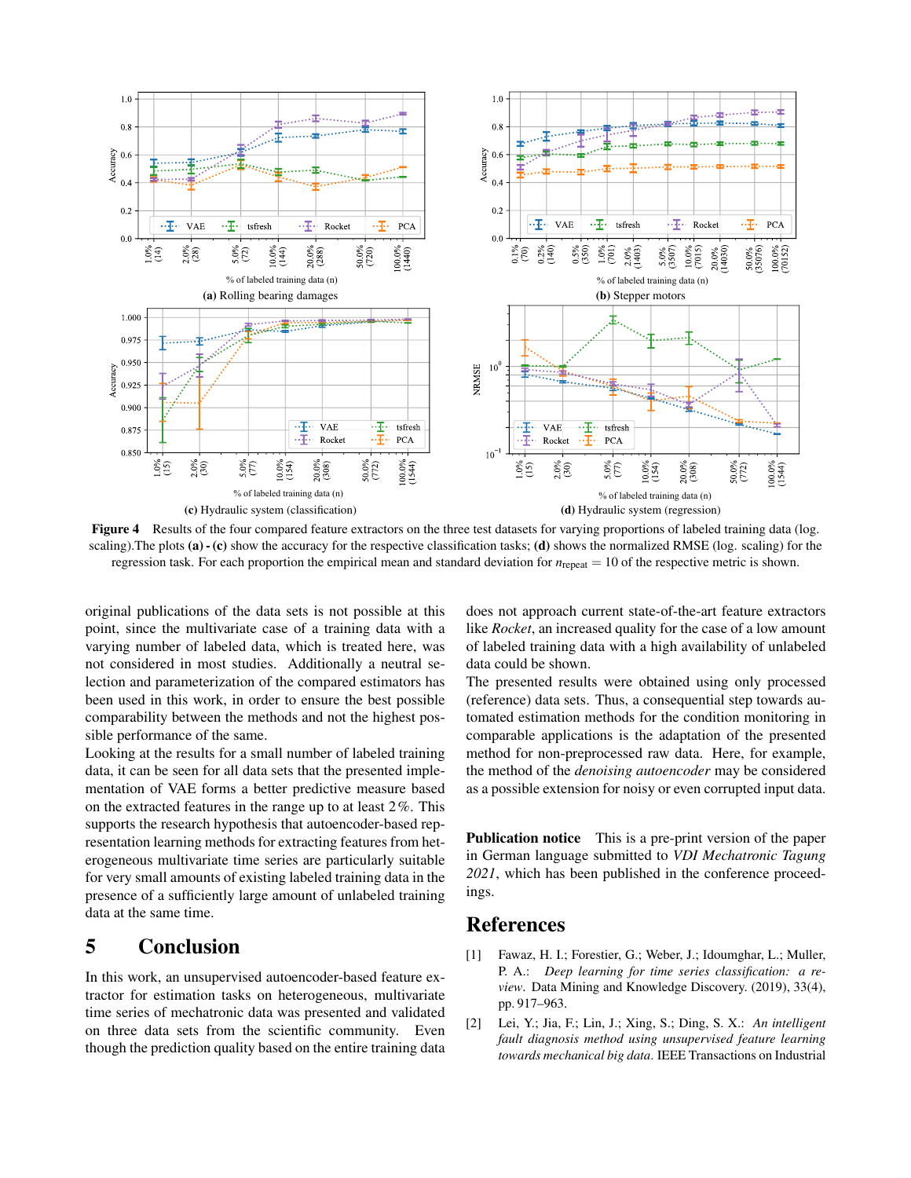1.0
0.8
0.6
0.4
0.2
0.0
Accuracy
VAE tsfresh Rocket PCA
1.0% (14) 2.0% (28) 5.0% (72) 10.0% (144) 20.0% (288) 50.0% (720) 100.0% (1440)
% of labeled training data (n)

**(a)** Rolling bearing damages

1.0
0.8
0.6
0.4
0.2
0.0
Accuracy
VAE tsfresh Rocket PCA
0.1% (70) 0.2% (140) 0.5% (350) 1.0% (701) 2.0% (1403) 5.0% (3507) 10.0% (7015) 20.0% (14030) 50.0% (35076) 100.0% (70152)
% of labeled training data (n)

**(b)** Stepper motors

1.000
0.975
0.950
0.925
0.900
0.875
0.850
Accuracy
VAE tsfresh Rocket PCA
1.0% (15) 2.0% (30) 5.0% (77) 10.0% (154) 20.0% (308) 50.0% (772) 100.0% (1544)
% of labeled training data (n)

**(c)** Hydraulic system (classification)

$10^0$
$10^{-1}$
NRMSE
VAE tsfresh Rocket PCA
1.0% (15) 2.0% (30) 5.0% (77) 10.0% (154) 20.0% (308) 50.0% (772) 100.0% (1544)
% of labeled training data (n)

**(d)** Hydraulic system (regression)

**Figure 4** Results of the four compared feature extractors on the three test datasets for varying proportions of labeled training data (log. scaling).The plots **(a)** - **(c)** show the accuracy for the respective classification tasks; **(d)** shows the normalized RMSE (log. scaling) for the regression task. For each proportion the empirical mean and standard deviation for $n_{\text{repeat}} = 10$ of the respective metric is shown.

original publications of the data sets is not possible at this point, since the multivariate case of a training data with a varying number of labeled data, which is treated here, was not considered in most studies. Additionally a neutral selection and parameterization of the compared estimators has been used in this work, in order to ensure the best possible comparability between the methods and not the highest possible performance of the same.

Looking at the results for a small number of labeled training data, it can be seen for all data sets that the presented implementation of VAE forms a better predictive measure based on the extracted features in the range up to at least 2%. This supports the research hypothesis that autoencoder-based representation learning methods for extracting features from heterogeneous multivariate time series are particularly suitable for very small amounts of existing labeled training data in the presence of a sufficiently large amount of unlabeled training data at the same time.

## 5 Conclusion

In this work, an unsupervised autoencoder-based feature extractor for estimation tasks on heterogeneous, multivariate time series of mechatronic data was presented and validated on three data sets from the scientific community. Even though the prediction quality based on the entire training data does not approach current state-of-the-art feature extractors like *Rocket*, an increased quality for the case of a low amount of labeled training data with a high availability of unlabeled data could be shown.

The presented results were obtained using only processed (reference) data sets. Thus, a consequential step towards automated estimation methods for the condition monitoring in comparable applications is the adaptation of the presented method for non-preprocessed raw data. Here, for example, the method of the *denoising autoencoder* may be considered as a possible extension for noisy or even corrupted input data.

**Publication notice** This is a pre-print version of the paper in German language submitted to *VDI Mechatronic Tagung 2021*, which has been published in the conference proceedings.

## References

[1] Fawaz, H. I.; Forestier, G.; Weber, J.; Idoumghar, L.; Muller, P. A.: *Deep learning for time series classification: a review*. Data Mining and Knowledge Discovery. (2019), 33(4), pp. 917–963.

[2] Lei, Y.; Jia, F.; Lin, J.; Xing, S.; Ding, S. X.: *An intelligent fault diagnosis method using unsupervised feature learning towards mechanical big data*. IEEE Transactions on Industrial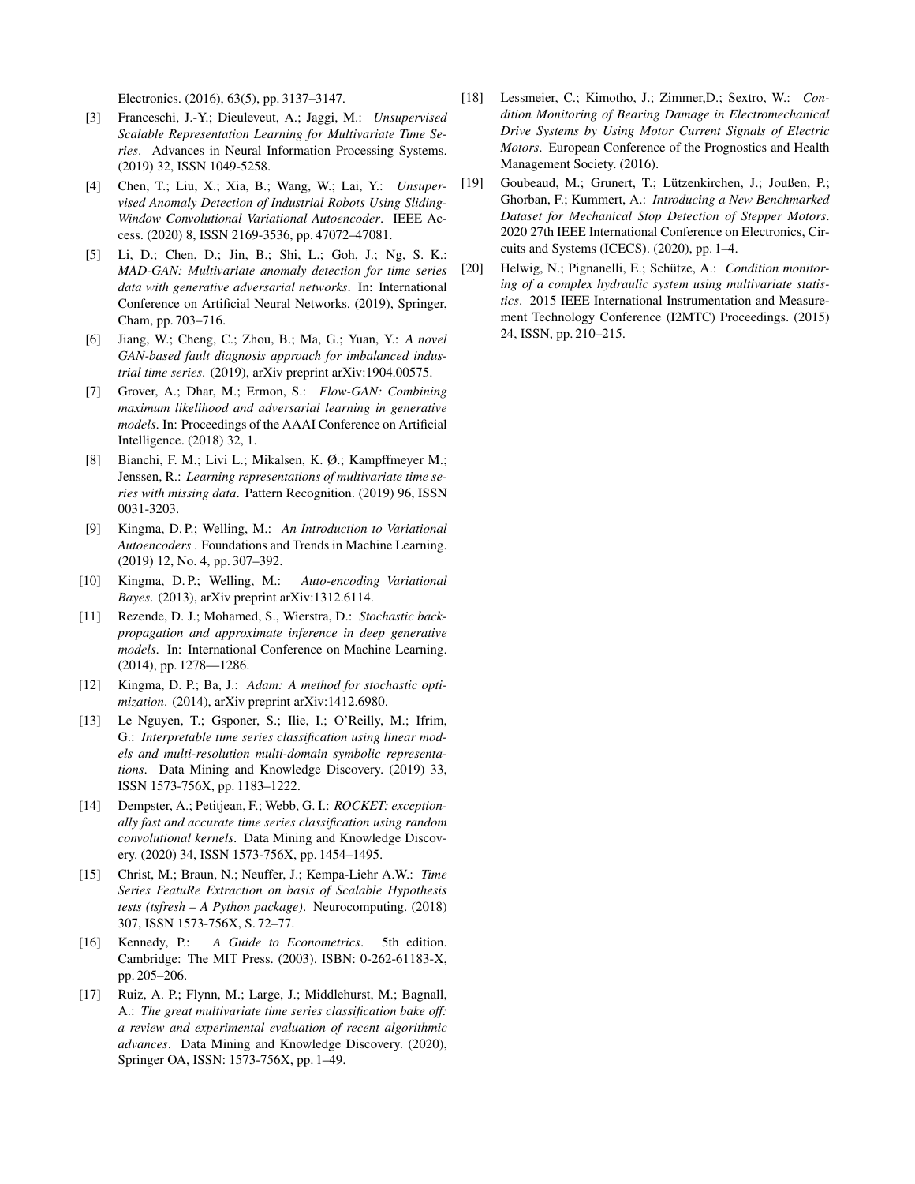Electronics. (2016), 63(5), pp. 3137–3147.

[3] Franceschi, J.-Y.; Dieuleveut, A.; Jaggi, M.: *Unsupervised Scalable Representation Learning for Multivariate Time Series*. Advances in Neural Information Processing Systems. (2019) 32, ISSN 1049-5258.

[4] Chen, T.; Liu, X.; Xia, B.; Wang, W.; Lai, Y.: *Unsupervised Anomaly Detection of Industrial Robots Using Sliding-Window Convolutional Variational Autoencoder*. IEEE Access. (2020) 8, ISSN 2169-3536, pp. 47072–47081.

[5] Li, D.; Chen, D.; Jin, B.; Shi, L.; Goh, J.; Ng, S. K.: *MAD-GAN: Multivariate anomaly detection for time series data with generative adversarial networks*. In: International Conference on Artificial Neural Networks. (2019), Springer, Cham, pp. 703–716.

[6] Jiang, W.; Cheng, C.; Zhou, B.; Ma, G.; Yuan, Y.: *A novel GAN-based fault diagnosis approach for imbalanced industrial time series*. (2019), arXiv preprint arXiv:1904.00575.

[7] Grover, A.; Dhar, M.; Ermon, S.: *Flow-GAN: Combining maximum likelihood and adversarial learning in generative models*. In: Proceedings of the AAAI Conference on Artificial Intelligence. (2018) 32, 1.

[8] Bianchi, F. M.; Livi L.; Mikalsen, K. Ø.; Kampffmeyer M.; Jenssen, R.: *Learning representations of multivariate time series with missing data*. Pattern Recognition. (2019) 96, ISSN 0031-3203.

[9] Kingma, D. P.; Welling, M.: *An Introduction to Variational Autoencoders* . Foundations and Trends in Machine Learning. (2019) 12, No. 4, pp. 307–392.

[10] Kingma, D. P.; Welling, M.: *Auto-encoding Variational Bayes*. (2013), arXiv preprint arXiv:1312.6114.

[11] Rezende, D. J.; Mohamed, S., Wierstra, D.: *Stochastic backpropagation and approximate inference in deep generative models*. In: International Conference on Machine Learning. (2014), pp. 1278—1286.

[12] Kingma, D. P.; Ba, J.: *Adam: A method for stochastic optimization*. (2014), arXiv preprint arXiv:1412.6980.

[13] Le Nguyen, T.; Gsponer, S.; Ilie, I.; O'Reilly, M.; Ifrim, G.: *Interpretable time series classification using linear models and multi-resolution multi-domain symbolic representations*. Data Mining and Knowledge Discovery. (2019) 33, ISSN 1573-756X, pp. 1183–1222.

[14] Dempster, A.; Petitjean, F.; Webb, G. I.: *ROCKET: exceptionally fast and accurate time series classification using random convolutional kernels*. Data Mining and Knowledge Discovery. (2020) 34, ISSN 1573-756X, pp. 1454–1495.

[15] Christ, M.; Braun, N.; Neuffer, J.; Kempa-Liehr A.W.: *Time Series FeatuRe Extraction on basis of Scalable Hypothesis tests (tsfresh – A Python package)*. Neurocomputing. (2018) 307, ISSN 1573-756X, S. 72–77.

[16] Kennedy, P.: *A Guide to Econometrics*. 5th edition. Cambridge: The MIT Press. (2003). ISBN: 0-262-61183-X, pp. 205–206.

[17] Ruiz, A. P.; Flynn, M.; Large, J.; Middlehurst, M.; Bagnall, A.: *The great multivariate time series classification bake off: a review and experimental evaluation of recent algorithmic advances*. Data Mining and Knowledge Discovery. (2020), Springer OA, ISSN: 1573-756X, pp. 1–49.

[18] Lessmeier, C.; Kimotho, J.; Zimmer,D.; Sextro, W.: *Condition Monitoring of Bearing Damage in Electromechanical Drive Systems by Using Motor Current Signals of Electric Motors*. European Conference of the Prognostics and Health Management Society. (2016).

[19] Goubeaud, M.; Grunert, T.; Lützenkirchen, J.; Joußen, P.; Ghorban, F.; Kummert, A.: *Introducing a New Benchmarked Dataset for Mechanical Stop Detection of Stepper Motors*. 2020 27th IEEE International Conference on Electronics, Circuits and Systems (ICECS). (2020), pp. 1–4.

[20] Helwig, N.; Pignanelli, E.; Schütze, A.: *Condition monitoring of a complex hydraulic system using multivariate statistics*. 2015 IEEE International Instrumentation and Measurement Technology Conference (I2MTC) Proceedings. (2015) 24, ISSN, pp. 210–215.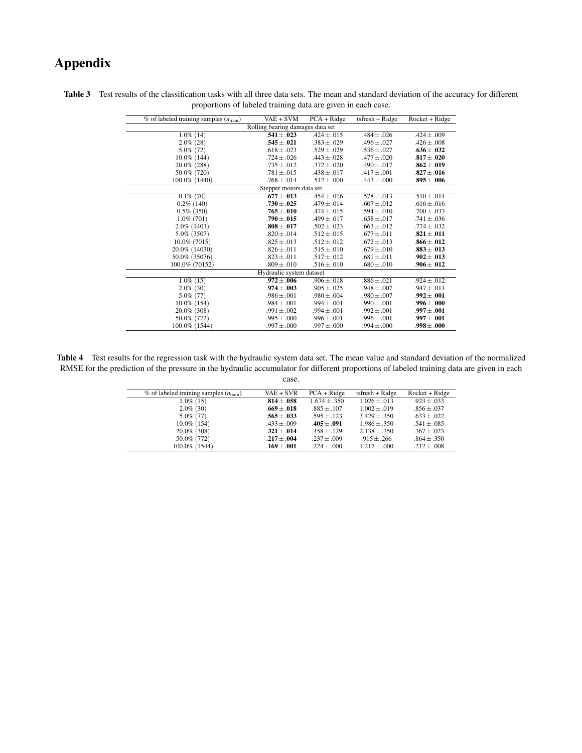# Appendix

**Table 3** Test results of the classification tasks with all three data sets. The mean and standard deviation of the accuracy for different proportions of labeled training data are given in each case.

| % of labeled training samples ($n_{\text{train}}$) | VAE + SVM | PCA + Ridge | tsfresh + Ridge | Rocket + Ridge |
|---|---|---|---|---|
| Rolling bearing damages data set | | | | |
| 1.0% (14) | **.541 ± .023** | .424 ± .015 | .484 ± .026 | .424 ± .009 |
| 2.0% (28) | **.545 ± .021** | .383 ± .029 | .496 ± .027 | .426 ± .008 |
| 5.0% (72) | .618 ± .023 | .529 ± .029 | .536 ± .027 | **.636 ± .032** |
| 10.0% (144) | .724 ± .026 | .443 ± .028 | .477 ± .020 | **.817 ± .020** |
| 20.0% (288) | .735 ± .012 | .372 ± .020 | .490 ± .017 | **.862 ± .019** |
| 50.0% (720) | .781 ± .015 | .438 ± .017 | .417 ± .001 | **.827 ± .016** |
| 100.0% (1440) | .768 ± .014 | .512 ± .000 | .443 ± .000 | **.895 ± .006** |
| Stepper motors data set | | | | |
| 0.1% (70) | **.677 ± .013** | .454 ± .016 | .578 ± .013 | .510 ± .014 |
| 0.2% (140) | **.730 ± .025** | .479 ± .014 | .607 ± .012 | .616 ± .016 |
| 0.5% (350) | **.765 ± .010** | .474 ± .015 | .594 ± .010 | .700 ± .033 |
| 1.0% (701) | **.790 ± .015** | .499 ± .017 | .658 ± .017 | .741 ± .036 |
| 2.0% (1403) | **.808 ± .017** | .502 ± .023 | .663 ± .012 | .774 ± .032 |
| 5.0% (3507) | .820 ± .014 | .512 ± .015 | .677 ± .011 | **.821 ± .011** |
| 10.0% (7015) | .825 ± .013 | .512 ± .012 | .672 ± .013 | **.866 ± .012** |
| 20.0% (14030) | .826 ± .011 | .515 ± .010 | .679 ± .010 | **.883 ± .013** |
| 50.0% (35076) | .823 ± .011 | .517 ± .012 | .681 ± .011 | **.902 ± .013** |
| 100.0% (70152) | .809 ± .010 | .516 ± .010 | .680 ± .010 | **.906 ± .012** |
| Hydraulic system dataset | | | | |
| 1.0% (15) | **.972 ± .006** | .906 ± .018 | .886 ± .021 | .924 ± .012 |
| 2.0% (30) | **.974 ± .003** | .905 ± .025 | .948 ± .007 | .947 ± .011 |
| 5.0% (77) | .986 ± .001 | .980 ± .004 | .980 ± .007 | **.992 ± .001** |
| 10.0% (154) | .984 ± .001 | .994 ± .001 | .990 ± .001 | **.996 ± .000** |
| 20.0% (308) | .991 ± .002 | .994 ± .001 | .992 ± .001 | **.997 ± .001** |
| 50.0% (772) | .995 ± .000 | .996 ± .001 | .996 ± .001 | **.997 ± .001** |
| 100.0% (1544) | .997 ± .000 | .997 ± .000 | .994 ± .000 | **.998 ± .000** |

**Table 4** Test results for the regression task with the hydraulic system data set. The mean value and standard deviation of the normalized RMSE for the prediction of the pressure in the hydraulic accumulator for different proportions of labeled training data are given in each case.

| % of labeled training samples ($n_{\text{train}}$) | VAE + SVR | PCA + Ridge | tsfresh + Ridge | Rocket + Ridge |
|---|---|---|---|---|
| 1.0% (15) | **.814 ± .058** | 1.674 ± .350 | 1.026 ± .013 | .923 ± .033 |
| 2.0% (30) | **.669 ± .018** | .885 ± .107 | 1.002 ± .019 | .856 ± .037 |
| 5.0% (77) | **.565 ± .033** | .595 ± .123 | 3.429 ± .350 | .633 ± .022 |
| 10.0% (154) | .433 ± .009 | **.405 ± .091** | 1.986 ± .350 | .541 ± .085 |
| 20.0% (308) | **.321 ± .014** | .458 ± .129 | 2.138 ± .350 | .367 ± .023 |
| 50.0% (772) | **.217 ± .004** | .237 ± .009 | .915 ± .266 | .864 ± .350 |
| 100.0% (1544) | **.169 ± .001** | .224 ± .000 | 1.217 ± .000 | .212 ± .008 |